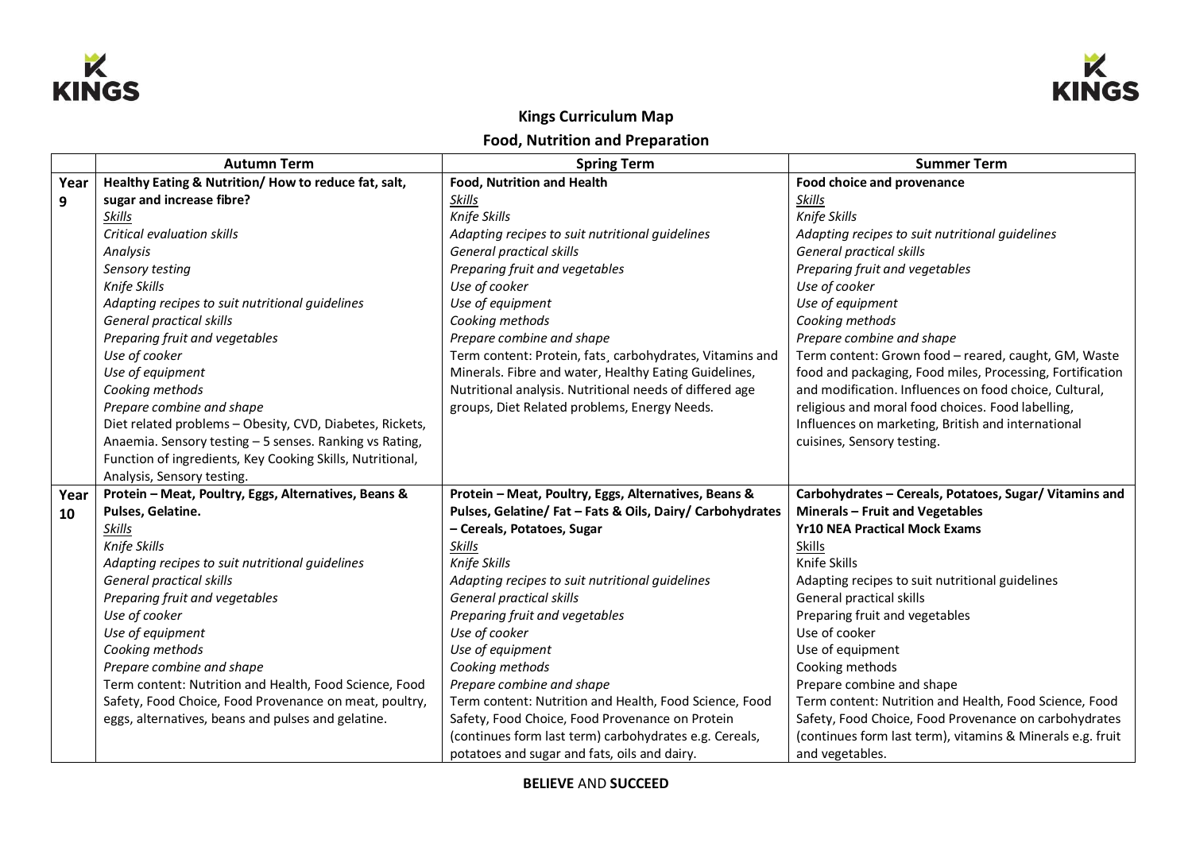# Kings Curriculum Map

## Food, Nutrition and Preparation

| | Autumn Term | Spring Term | Summer Term |
|---|---|---|---|
| Year 9 | **Healthy Eating & Nutrition/ How to reduce fat, salt, sugar and increase fibre?**<br>*Skills*<br>*Critical evaluation skills*<br>*Analysis*<br>*Sensory testing*<br>*Knife Skills*<br>*Adapting recipes to suit nutritional guidelines*<br>*General practical skills*<br>*Preparing fruit and vegetables*<br>*Use of cooker*<br>*Use of equipment*<br>*Cooking methods*<br>*Prepare combine and shape*<br>Diet related problems – Obesity, CVD, Diabetes, Rickets, Anaemia. Sensory testing – 5 senses. Ranking vs Rating, Function of ingredients, Key Cooking Skills, Nutritional, Analysis, Sensory testing. | **Food, Nutrition and Health**<br>*Skills*<br>*Knife Skills*<br>*Adapting recipes to suit nutritional guidelines*<br>*General practical skills*<br>*Preparing fruit and vegetables*<br>*Use of cooker*<br>*Use of equipment*<br>*Cooking methods*<br>*Prepare combine and shape*<br>Term content: Protein, fats¸ carbohydrates, Vitamins and Minerals. Fibre and water, Healthy Eating Guidelines, Nutritional analysis. Nutritional needs of differed age groups, Diet Related problems, Energy Needs. | **Food choice and provenance**<br>*Skills*<br>*Knife Skills*<br>*Adapting recipes to suit nutritional guidelines*<br>*General practical skills*<br>*Preparing fruit and vegetables*<br>*Use of cooker*<br>*Use of equipment*<br>*Cooking methods*<br>*Prepare combine and shape*<br>Term content: Grown food – reared, caught, GM, Waste food and packaging, Food miles, Processing, Fortification and modification. Influences on food choice, Cultural, religious and moral food choices. Food labelling, Influences on marketing, British and international cuisines, Sensory testing. |
| Year 10 | **Protein – Meat, Poultry, Eggs, Alternatives, Beans & Pulses, Gelatine.**<br>*Skills*<br>*Knife Skills*<br>*Adapting recipes to suit nutritional guidelines*<br>*General practical skills*<br>*Preparing fruit and vegetables*<br>*Use of cooker*<br>*Use of equipment*<br>*Cooking methods*<br>*Prepare combine and shape*<br>Term content: Nutrition and Health, Food Science, Food Safety, Food Choice, Food Provenance on meat, poultry, eggs, alternatives, beans and pulses and gelatine. | **Protein – Meat, Poultry, Eggs, Alternatives, Beans & Pulses, Gelatine/ Fat – Fats & Oils, Dairy/ Carbohydrates – Cereals, Potatoes, Sugar**<br>*Skills*<br>*Knife Skills*<br>*Adapting recipes to suit nutritional guidelines*<br>*General practical skills*<br>*Preparing fruit and vegetables*<br>*Use of cooker*<br>*Use of equipment*<br>*Cooking methods*<br>*Prepare combine and shape*<br>Term content: Nutrition and Health, Food Science, Food Safety, Food Choice, Food Provenance on Protein (continues form last term) carbohydrates e.g. Cereals, potatoes and sugar and fats, oils and dairy. | **Carbohydrates – Cereals, Potatoes, Sugar/ Vitamins and Minerals – Fruit and Vegetables**<br>**Yr10 NEA Practical Mock Exams**<br>Skills<br>Knife Skills<br>Adapting recipes to suit nutritional guidelines<br>General practical skills<br>Preparing fruit and vegetables<br>Use of cooker<br>Use of equipment<br>Cooking methods<br>Prepare combine and shape<br>Term content: Nutrition and Health, Food Science, Food Safety, Food Choice, Food Provenance on carbohydrates (continues form last term), vitamins & Minerals e.g. fruit and vegetables. |

**BELIEVE** AND **SUCCEED**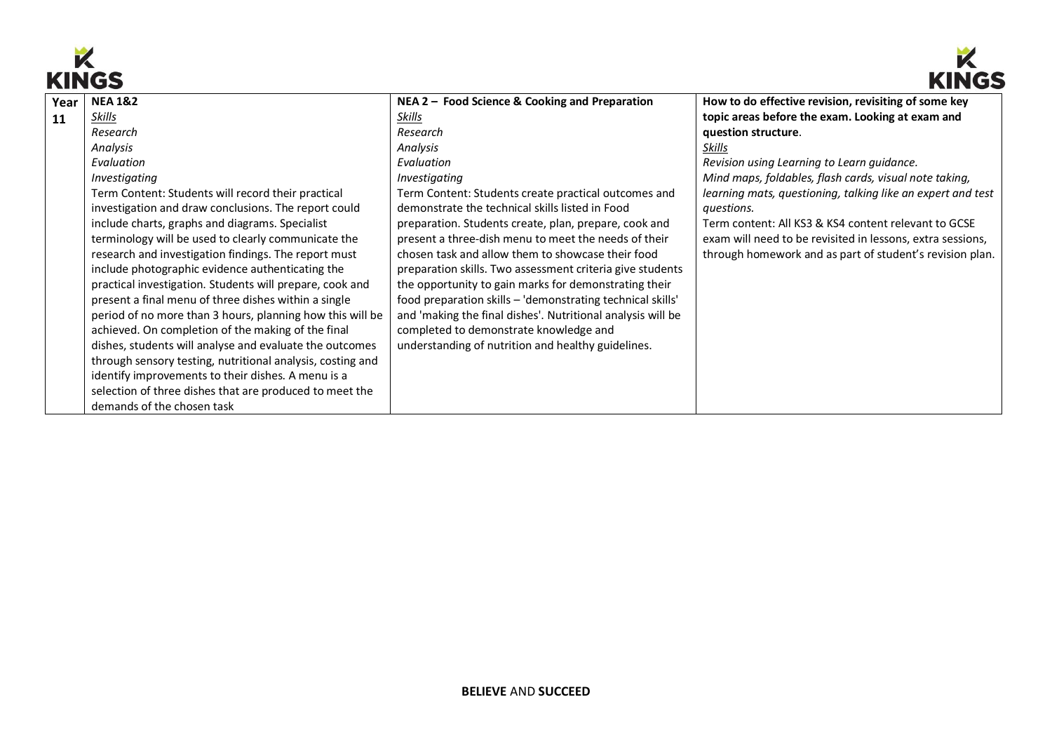| | | | |
|---|---|---|---|
| **Year 11** | **NEA 1&2**<br><u>*Skills*</u><br>*Research*<br>*Analysis*<br>*Evaluation*<br>*Investigating*<br>Term Content: Students will record their practical investigation and draw conclusions. The report could include charts, graphs and diagrams. Specialist terminology will be used to clearly communicate the research and investigation findings. The report must include photographic evidence authenticating the practical investigation. Students will prepare, cook and present a final menu of three dishes within a single period of no more than 3 hours, planning how this will be achieved. On completion of the making of the final dishes, students will analyse and evaluate the outcomes through sensory testing, nutritional analysis, costing and identify improvements to their dishes. A menu is a selection of three dishes that are produced to meet the demands of the chosen task | **NEA 2 – Food Science & Cooking and Preparation**<br><u>*Skills*</u><br>*Research*<br>*Analysis*<br>*Evaluation*<br>*Investigating*<br>Term Content: Students create practical outcomes and demonstrate the technical skills listed in Food preparation. Students create, plan, prepare, cook and present a three-dish menu to meet the needs of their chosen task and allow them to showcase their food preparation skills. Two assessment criteria give students the opportunity to gain marks for demonstrating their food preparation skills – 'demonstrating technical skills' and 'making the final dishes'. Nutritional analysis will be completed to demonstrate knowledge and understanding of nutrition and healthy guidelines. | **How to do effective revision, revisiting of some key topic areas before the exam. Looking at exam and question structure**.<br><u>*Skills*</u><br>*Revision using Learning to Learn guidance.*<br>*Mind maps, foldables, flash cards, visual note taking, learning mats, questioning, talking like an expert and test questions.*<br>Term content: All KS3 & KS4 content relevant to GCSE exam will need to be revisited in lessons, extra sessions, through homework and as part of student's revision plan. |

**BELIEVE** AND **SUCCEED**